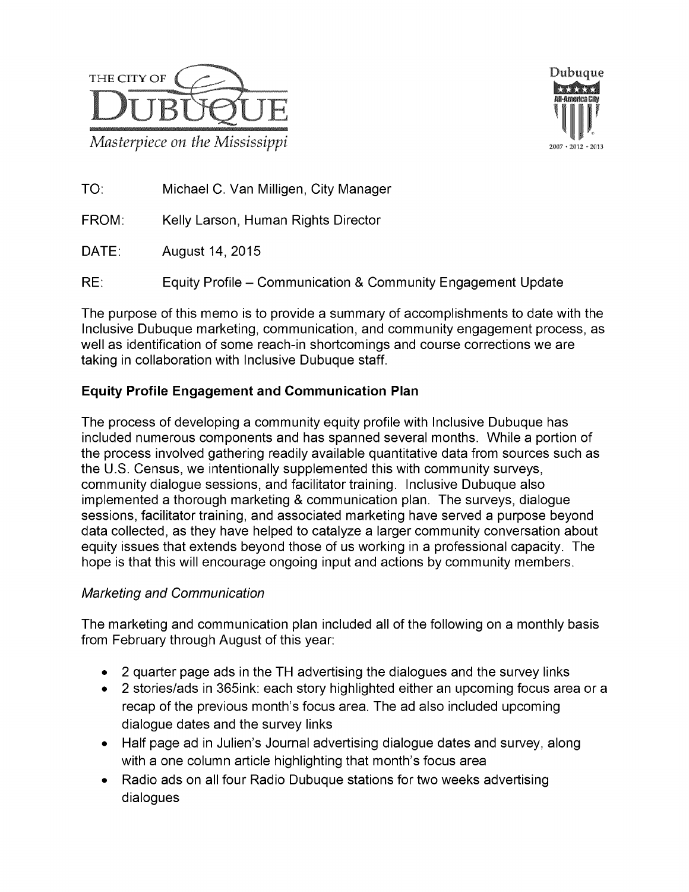THE CITY OF

# DUBUQUE

*Masterpiece on the Mississippi*

Dubuque All-America City 2007 • 2012 • 2013

TO: Michael C. Van Milligen, City Manager

FROM: Kelly Larson, Human Rights Director

DATE: August 14, 2015

RE: Equity Profile – Communication & Community Engagement Update

The purpose of this memo is to provide a summary of accomplishments to date with the Inclusive Dubuque marketing, communication, and community engagement process, as well as identification of some reach-in shortcomings and course corrections we are taking in collaboration with Inclusive Dubuque staff.

## Equity Profile Engagement and Communication Plan

The process of developing a community equity profile with Inclusive Dubuque has included numerous components and has spanned several months. While a portion of the process involved gathering readily available quantitative data from sources such as the U.S. Census, we intentionally supplemented this with community surveys, community dialogue sessions, and facilitator training. Inclusive Dubuque also implemented a thorough marketing & communication plan. The surveys, dialogue sessions, facilitator training, and associated marketing have served a purpose beyond data collected, as they have helped to catalyze a larger community conversation about equity issues that extends beyond those of us working in a professional capacity. The hope is that this will encourage ongoing input and actions by community members.

### *Marketing and Communication*

The marketing and communication plan included all of the following on a monthly basis from February through August of this year:

- 2 quarter page ads in the TH advertising the dialogues and the survey links
- 2 stories/ads in 365ink: each story highlighted either an upcoming focus area or a recap of the previous month's focus area. The ad also included upcoming dialogue dates and the survey links
- Half page ad in Julien's Journal advertising dialogue dates and survey, along with a one column article highlighting that month's focus area
- Radio ads on all four Radio Dubuque stations for two weeks advertising dialogues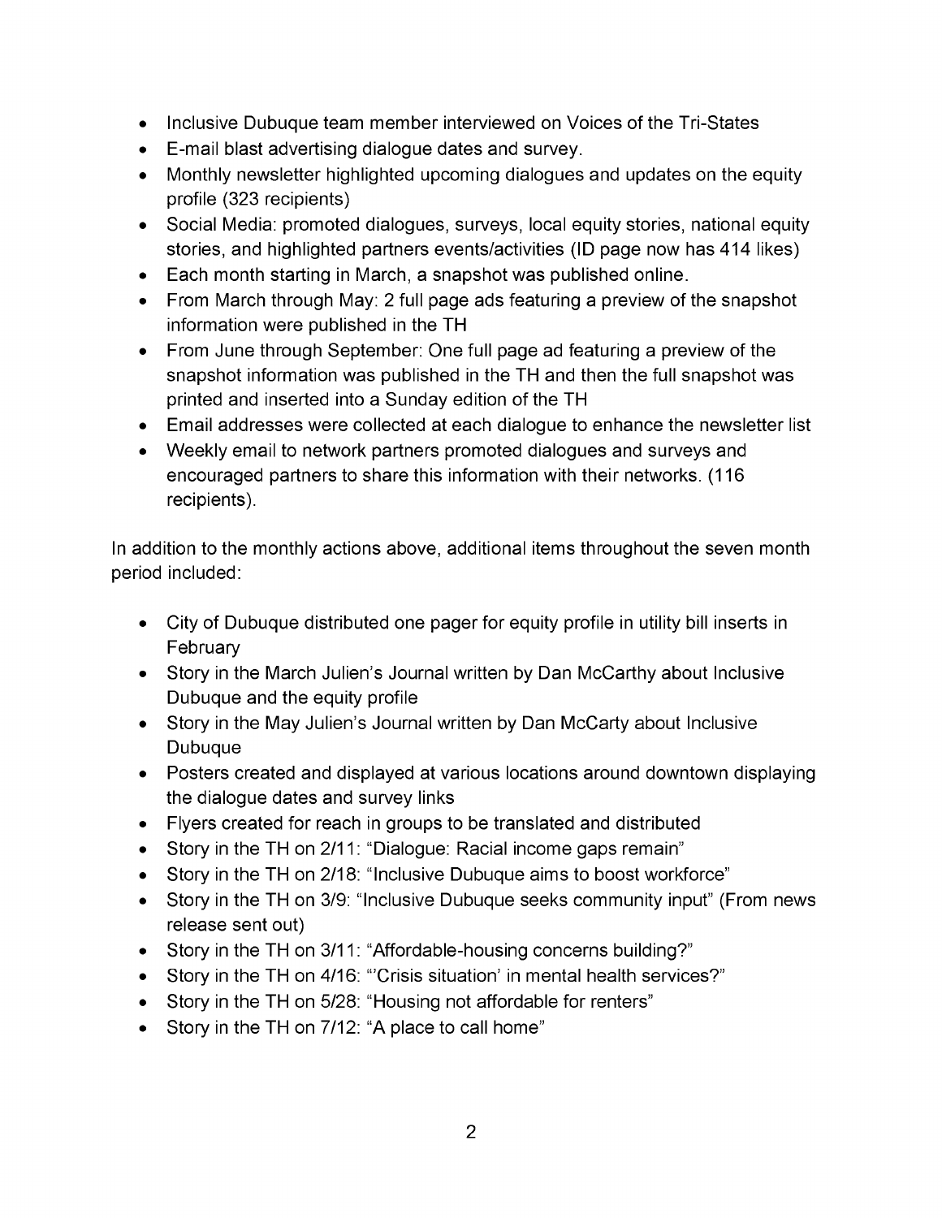- Inclusive Dubuque team member interviewed on Voices of the Tri-States
- E-mail blast advertising dialogue dates and survey.
- Monthly newsletter highlighted upcoming dialogues and updates on the equity profile (323 recipients)
- Social Media: promoted dialogues, surveys, local equity stories, national equity stories, and highlighted partners events/activities (ID page now has 414 likes)
- Each month starting in March, a snapshot was published online.
- From March through May: 2 full page ads featuring a preview of the snapshot information were published in the TH
- From June through September: One full page ad featuring a preview of the snapshot information was published in the TH and then the full snapshot was printed and inserted into a Sunday edition of the TH
- Email addresses were collected at each dialogue to enhance the newsletter list
- Weekly email to network partners promoted dialogues and surveys and encouraged partners to share this information with their networks. (116 recipients).

In addition to the monthly actions above, additional items throughout the seven month period included:

- City of Dubuque distributed one pager for equity profile in utility bill inserts in February
- Story in the March Julien's Journal written by Dan McCarthy about Inclusive Dubuque and the equity profile
- Story in the May Julien's Journal written by Dan McCarty about Inclusive Dubuque
- Posters created and displayed at various locations around downtown displaying the dialogue dates and survey links
- Flyers created for reach in groups to be translated and distributed
- Story in the TH on 2/11: "Dialogue: Racial income gaps remain"
- Story in the TH on 2/18: "Inclusive Dubuque aims to boost workforce"
- Story in the TH on 3/9: "Inclusive Dubuque seeks community input" (From news release sent out)
- Story in the TH on 3/11: "Affordable-housing concerns building?"
- Story in the TH on 4/16: "'Crisis situation' in mental health services?"
- Story in the TH on 5/28: "Housing not affordable for renters"
- Story in the TH on 7/12: "A place to call home"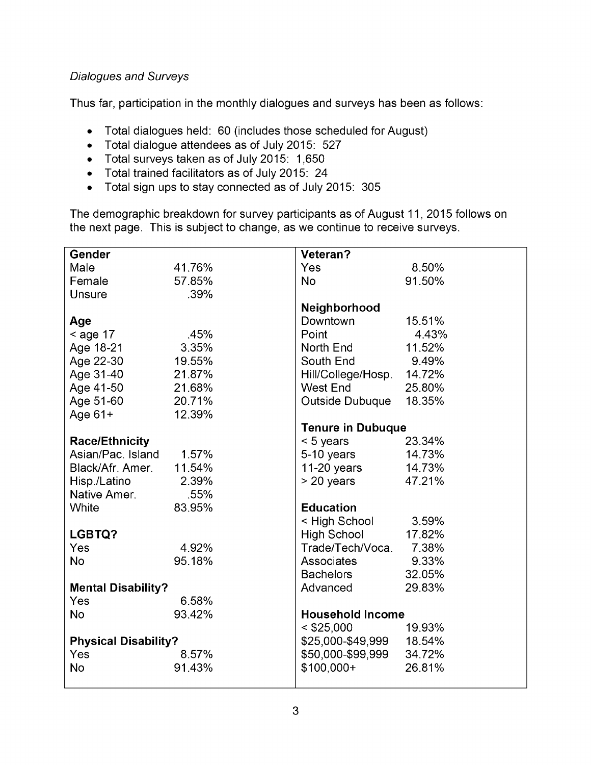*Dialogues and Surveys*

Thus far, participation in the monthly dialogues and surveys has been as follows:

- Total dialogues held: 60 (includes those scheduled for August)
- Total dialogue attendees as of July 2015: 527
- Total surveys taken as of July 2015: 1,650
- Total trained facilitators as of July 2015: 24
- Total sign ups to stay connected as of July 2015: 305

The demographic breakdown for survey participants as of August 11, 2015 follows on the next page. This is subject to change, as we continue to receive surveys.

| | | | |
|---|---|---|---|
| **Gender** | | **Veteran?** | |
| Male | 41.76% | Yes | 8.50% |
| Female | 57.85% | No | 91.50% |
| Unsure | .39% | | |
| | | **Neighborhood** | |
| **Age** | | Downtown | 15.51% |
| < age 17 | .45% | Point | 4.43% |
| Age 18-21 | 3.35% | North End | 11.52% |
| Age 22-30 | 19.55% | South End | 9.49% |
| Age 31-40 | 21.87% | Hill/College/Hosp. | 14.72% |
| Age 41-50 | 21.68% | West End | 25.80% |
| Age 51-60 | 20.71% | Outside Dubuque | 18.35% |
| Age 61+ | 12.39% | | |
| | | **Tenure in Dubuque** | |
| **Race/Ethnicity** | | < 5 years | 23.34% |
| Asian/Pac. Island | 1.57% | 5-10 years | 14.73% |
| Black/Afr. Amer. | 11.54% | 11-20 years | 14.73% |
| Hisp./Latino | 2.39% | > 20 years | 47.21% |
| Native Amer. | .55% | | |
| White | 83.95% | **Education** | |
| | | < High School | 3.59% |
| **LGBTQ?** | | High School | 17.82% |
| Yes | 4.92% | Trade/Tech/Voca. | 7.38% |
| No | 95.18% | Associates | 9.33% |
| | | Bachelors | 32.05% |
| **Mental Disability?** | | Advanced | 29.83% |
| Yes | 6.58% | | |
| No | 93.42% | **Household Income** | |
| | | < $25,000 | 19.93% |
| **Physical Disability?** | | $25,000-$49,999 | 18.54% |
| Yes | 8.57% | $50,000-$99,999 | 34.72% |
| No | 91.43% | $100,000+ | 26.81% |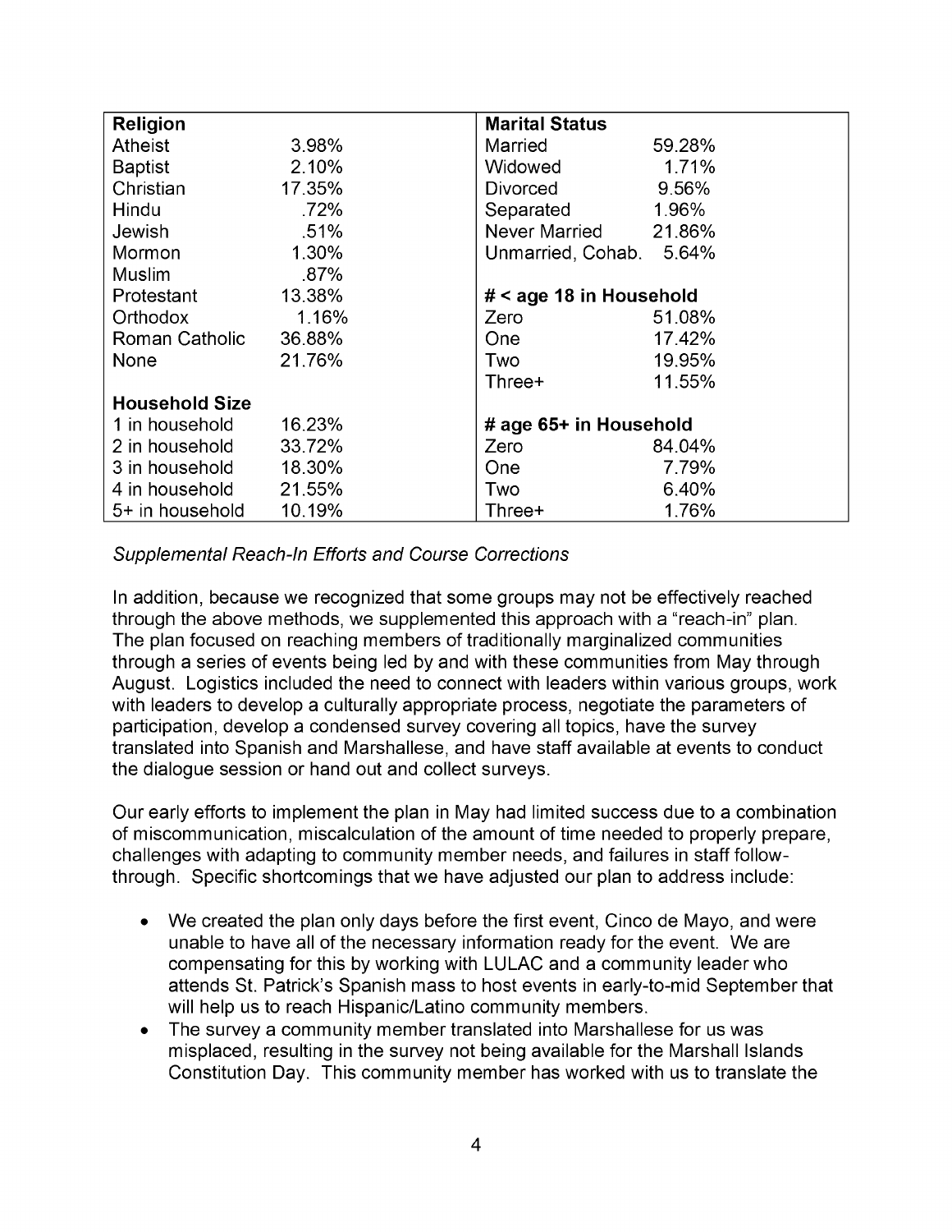| Religion | | Marital Status | |
|---|---|---|---|
| Atheist | 3.98% | Married | 59.28% |
| Baptist | 2.10% | Widowed | 1.71% |
| Christian | 17.35% | Divorced | 9.56% |
| Hindu | .72% | Separated | 1.96% |
| Jewish | .51% | Never Married | 21.86% |
| Mormon | 1.30% | Unmarried, Cohab. | 5.64% |
| Muslim | .87% | | |
| Protestant | 13.38% | **# < age 18 in Household** | |
| Orthodox | 1.16% | Zero | 51.08% |
| Roman Catholic | 36.88% | One | 17.42% |
| None | 21.76% | Two | 19.95% |
| | | Three+ | 11.55% |
| **Household Size** | | | |
| 1 in household | 16.23% | **# age 65+ in Household** | |
| 2 in household | 33.72% | Zero | 84.04% |
| 3 in household | 18.30% | One | 7.79% |
| 4 in household | 21.55% | Two | 6.40% |
| 5+ in household | 10.19% | Three+ | 1.76% |

*Supplemental Reach-In Efforts and Course Corrections*

In addition, because we recognized that some groups may not be effectively reached through the above methods, we supplemented this approach with a "reach-in" plan. The plan focused on reaching members of traditionally marginalized communities through a series of events being led by and with these communities from May through August. Logistics included the need to connect with leaders within various groups, work with leaders to develop a culturally appropriate process, negotiate the parameters of participation, develop a condensed survey covering all topics, have the survey translated into Spanish and Marshallese, and have staff available at events to conduct the dialogue session or hand out and collect surveys.

Our early efforts to implement the plan in May had limited success due to a combination of miscommunication, miscalculation of the amount of time needed to properly prepare, challenges with adapting to community member needs, and failures in staff follow-through. Specific shortcomings that we have adjusted our plan to address include:

- We created the plan only days before the first event, Cinco de Mayo, and were unable to have all of the necessary information ready for the event. We are compensating for this by working with LULAC and a community leader who attends St. Patrick's Spanish mass to host events in early-to-mid September that will help us to reach Hispanic/Latino community members.
- The survey a community member translated into Marshallese for us was misplaced, resulting in the survey not being available for the Marshall Islands Constitution Day. This community member has worked with us to translate the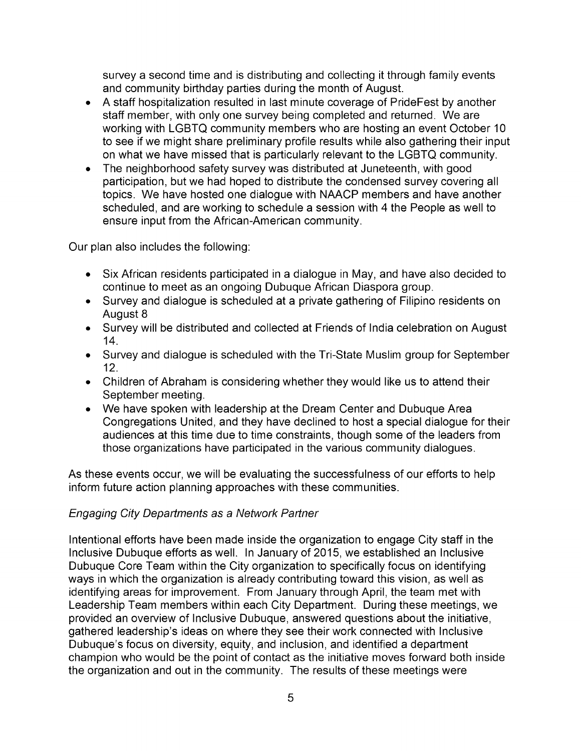survey a second time and is distributing and collecting it through family events and community birthday parties during the month of August.

- A staff hospitalization resulted in last minute coverage of PrideFest by another staff member, with only one survey being completed and returned. We are working with LGBTQ community members who are hosting an event October 10 to see if we might share preliminary profile results while also gathering their input on what we have missed that is particularly relevant to the LGBTQ community.
- The neighborhood safety survey was distributed at Juneteenth, with good participation, but we had hoped to distribute the condensed survey covering all topics. We have hosted one dialogue with NAACP members and have another scheduled, and are working to schedule a session with 4 the People as well to ensure input from the African-American community.

Our plan also includes the following:

- Six African residents participated in a dialogue in May, and have also decided to continue to meet as an ongoing Dubuque African Diaspora group.
- Survey and dialogue is scheduled at a private gathering of Filipino residents on August 8
- Survey will be distributed and collected at Friends of India celebration on August 14.
- Survey and dialogue is scheduled with the Tri-State Muslim group for September 12.
- Children of Abraham is considering whether they would like us to attend their September meeting.
- We have spoken with leadership at the Dream Center and Dubuque Area Congregations United, and they have declined to host a special dialogue for their audiences at this time due to time constraints, though some of the leaders from those organizations have participated in the various community dialogues.

As these events occur, we will be evaluating the successfulness of our efforts to help inform future action planning approaches with these communities.

*Engaging City Departments as a Network Partner*

Intentional efforts have been made inside the organization to engage City staff in the Inclusive Dubuque efforts as well. In January of 2015, we established an Inclusive Dubuque Core Team within the City organization to specifically focus on identifying ways in which the organization is already contributing toward this vision, as well as identifying areas for improvement. From January through April, the team met with Leadership Team members within each City Department. During these meetings, we provided an overview of Inclusive Dubuque, answered questions about the initiative, gathered leadership's ideas on where they see their work connected with Inclusive Dubuque's focus on diversity, equity, and inclusion, and identified a department champion who would be the point of contact as the initiative moves forward both inside the organization and out in the community. The results of these meetings were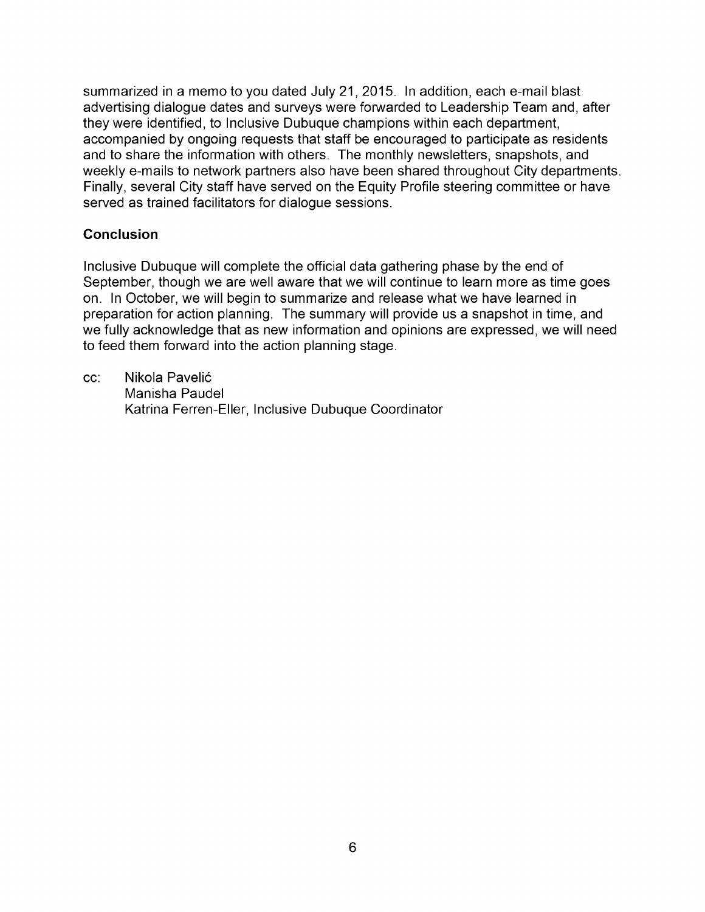summarized in a memo to you dated July 21, 2015. In addition, each e-mail blast advertising dialogue dates and surveys were forwarded to Leadership Team and, after they were identified, to Inclusive Dubuque champions within each department, accompanied by ongoing requests that staff be encouraged to participate as residents and to share the information with others. The monthly newsletters, snapshots, and weekly e-mails to network partners also have been shared throughout City departments. Finally, several City staff have served on the Equity Profile steering committee or have served as trained facilitators for dialogue sessions.

**Conclusion**

Inclusive Dubuque will complete the official data gathering phase by the end of September, though we are well aware that we will continue to learn more as time goes on. In October, we will begin to summarize and release what we have learned in preparation for action planning. The summary will provide us a snapshot in time, and we fully acknowledge that as new information and opinions are expressed, we will need to feed them forward into the action planning stage.

cc: Nikola Pavelić
Manisha Paudel
Katrina Ferren-Eller, Inclusive Dubuque Coordinator